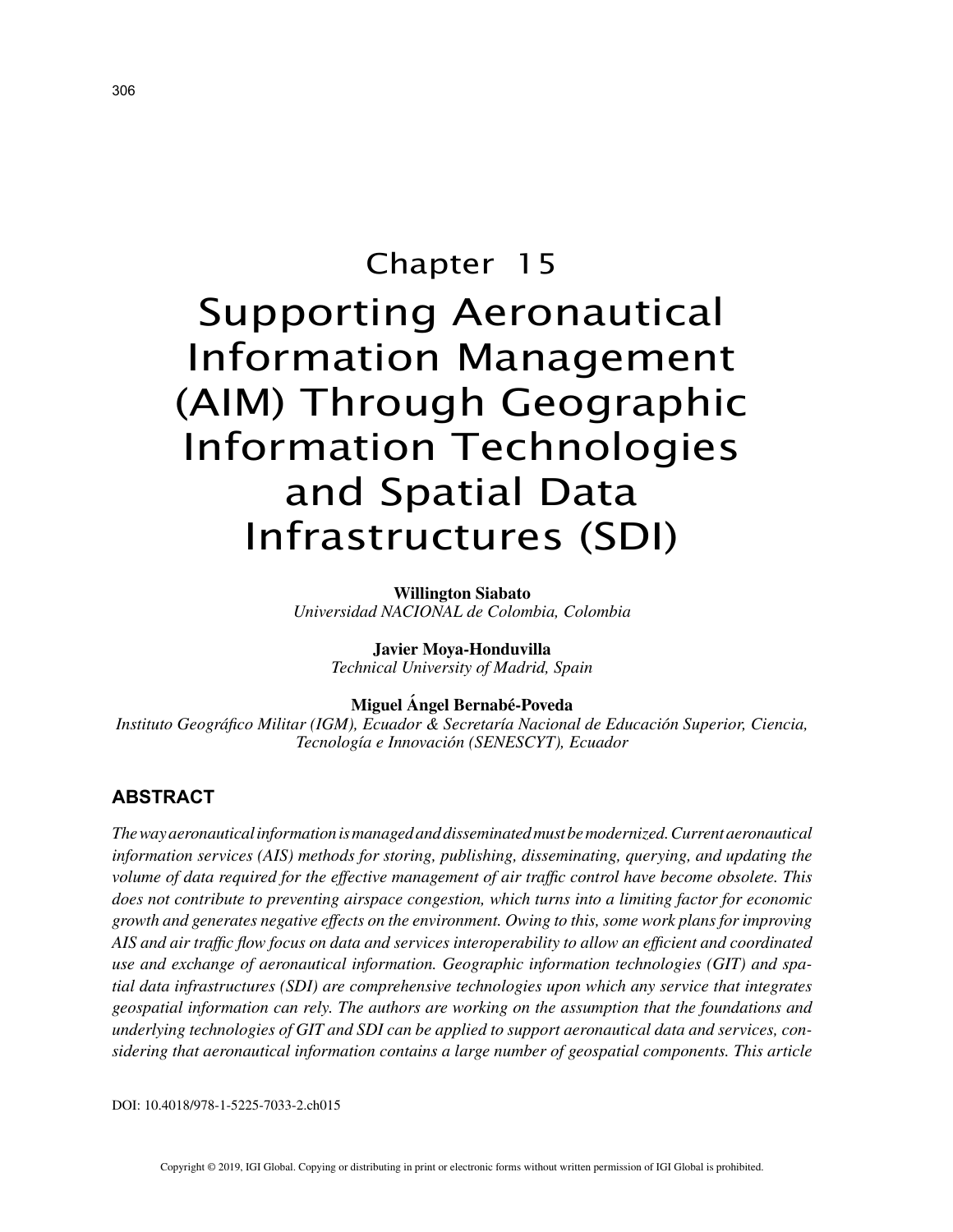# Chapter 15

# Supporting Aeronautical Information Management (AIM) Through Geographic Information Technologies and Spatial Data Infrastructures (SDI)

**Willington Siabato**
*Universidad NACIONAL de Colombia, Colombia*

**Javier Moya-Honduvilla**
*Technical University of Madrid, Spain*

**Miguel Ángel Bernabé-Poveda**
*Instituto Geográfico Militar (IGM), Ecuador & Secretaría Nacional de Educación Superior, Ciencia, Tecnología e Innovación (SENESCYT), Ecuador*

## ABSTRACT

*The way aeronautical information is managed and disseminated must be modernized. Current aeronautical information services (AIS) methods for storing, publishing, disseminating, querying, and updating the volume of data required for the effective management of air traffic control have become obsolete. This does not contribute to preventing airspace congestion, which turns into a limiting factor for economic growth and generates negative effects on the environment. Owing to this, some work plans for improving AIS and air traffic flow focus on data and services interoperability to allow an efficient and coordinated use and exchange of aeronautical information. Geographic information technologies (GIT) and spatial data infrastructures (SDI) are comprehensive technologies upon which any service that integrates geospatial information can rely. The authors are working on the assumption that the foundations and underlying technologies of GIT and SDI can be applied to support aeronautical data and services, considering that aeronautical information contains a large number of geospatial components. This article*

DOI: 10.4018/978-1-5225-7033-2.ch015

Copyright © 2019, IGI Global. Copying or distributing in print or electronic forms without written permission of IGI Global is prohibited.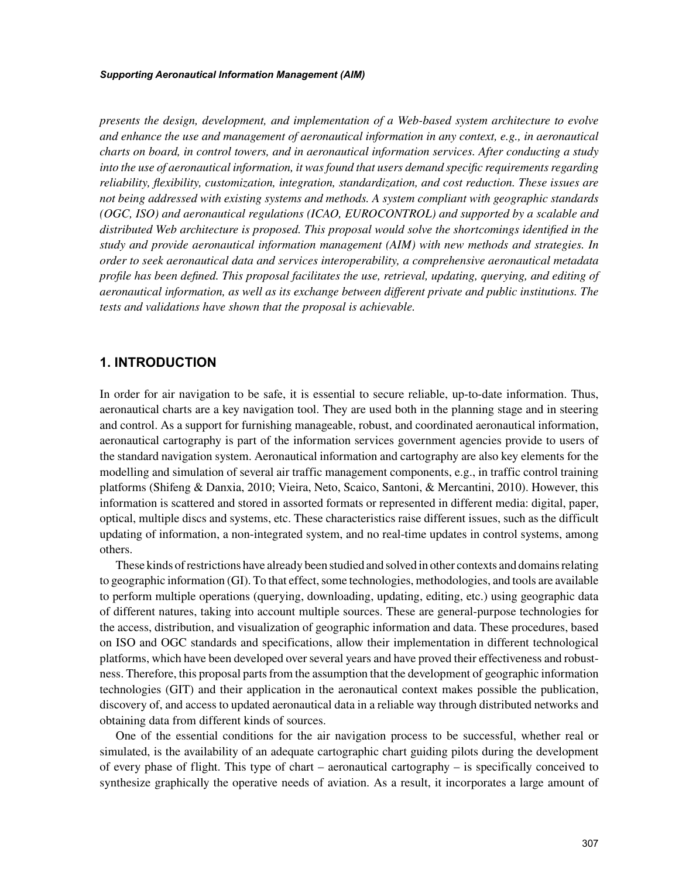*presents the design, development, and implementation of a Web-based system architecture to evolve and enhance the use and management of aeronautical information in any context, e.g., in aeronautical charts on board, in control towers, and in aeronautical information services. After conducting a study into the use of aeronautical information, it was found that users demand specific requirements regarding reliability, flexibility, customization, integration, standardization, and cost reduction. These issues are not being addressed with existing systems and methods. A system compliant with geographic standards (OGC, ISO) and aeronautical regulations (ICAO, EUROCONTROL) and supported by a scalable and distributed Web architecture is proposed. This proposal would solve the shortcomings identified in the study and provide aeronautical information management (AIM) with new methods and strategies. In order to seek aeronautical data and services interoperability, a comprehensive aeronautical metadata profile has been defined. This proposal facilitates the use, retrieval, updating, querying, and editing of aeronautical information, as well as its exchange between different private and public institutions. The tests and validations have shown that the proposal is achievable.*

## 1. INTRODUCTION

In order for air navigation to be safe, it is essential to secure reliable, up-to-date information. Thus, aeronautical charts are a key navigation tool. They are used both in the planning stage and in steering and control. As a support for furnishing manageable, robust, and coordinated aeronautical information, aeronautical cartography is part of the information services government agencies provide to users of the standard navigation system. Aeronautical information and cartography are also key elements for the modelling and simulation of several air traffic management components, e.g., in traffic control training platforms (Shifeng & Danxia, 2010; Vieira, Neto, Scaico, Santoni, & Mercantini, 2010). However, this information is scattered and stored in assorted formats or represented in different media: digital, paper, optical, multiple discs and systems, etc. These characteristics raise different issues, such as the difficult updating of information, a non-integrated system, and no real-time updates in control systems, among others.

These kinds of restrictions have already been studied and solved in other contexts and domains relating to geographic information (GI). To that effect, some technologies, methodologies, and tools are available to perform multiple operations (querying, downloading, updating, editing, etc.) using geographic data of different natures, taking into account multiple sources. These are general-purpose technologies for the access, distribution, and visualization of geographic information and data. These procedures, based on ISO and OGC standards and specifications, allow their implementation in different technological platforms, which have been developed over several years and have proved their effectiveness and robustness. Therefore, this proposal parts from the assumption that the development of geographic information technologies (GIT) and their application in the aeronautical context makes possible the publication, discovery of, and access to updated aeronautical data in a reliable way through distributed networks and obtaining data from different kinds of sources.

One of the essential conditions for the air navigation process to be successful, whether real or simulated, is the availability of an adequate cartographic chart guiding pilots during the development of every phase of flight. This type of chart – aeronautical cartography – is specifically conceived to synthesize graphically the operative needs of aviation. As a result, it incorporates a large amount of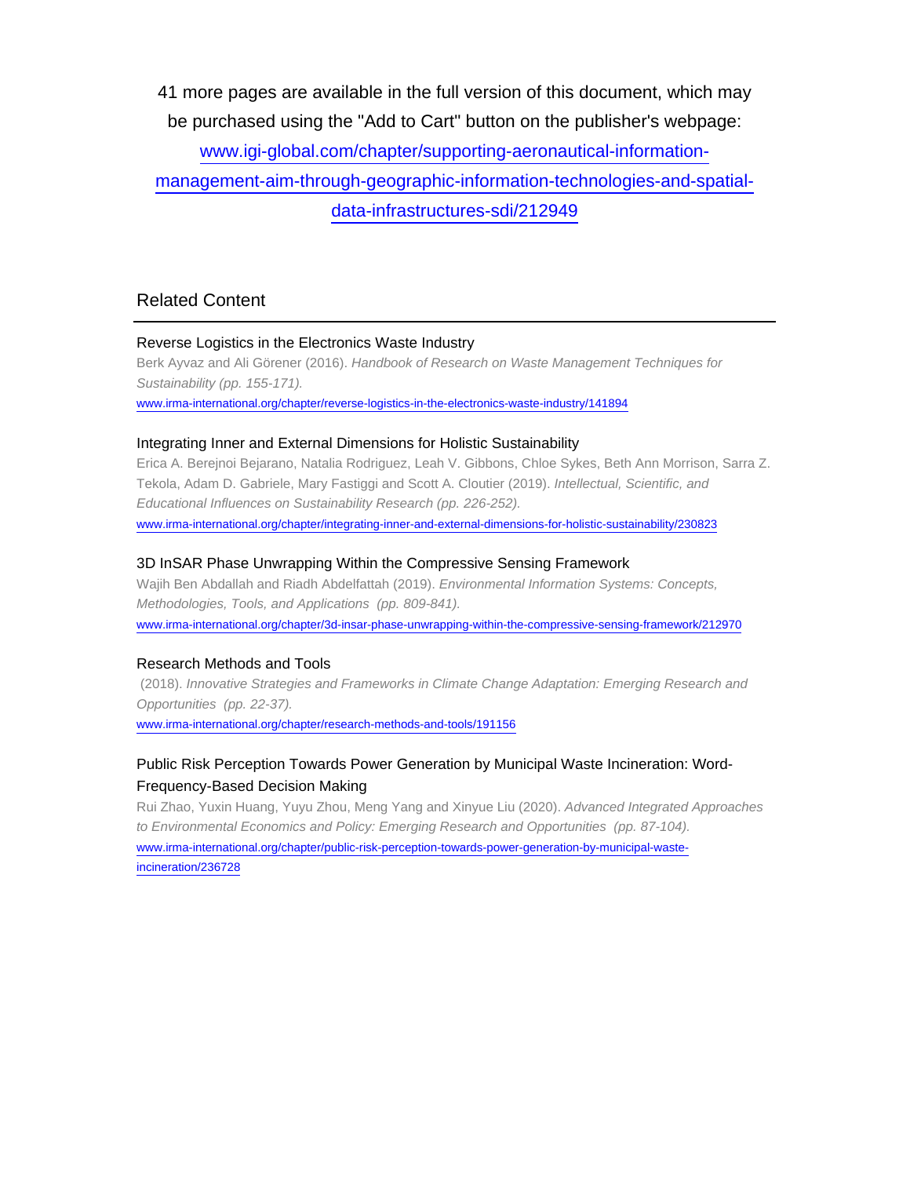41 more pages are available in the full version of this document, which may be purchased using the "Add to Cart" button on the publisher's webpage: www.igi-global.com/chapter/supporting-aeronautical-information-management-aim-through-geographic-information-technologies-and-spatial-data-infrastructures-sdi/212949

## Related Content

### Reverse Logistics in the Electronics Waste Industry

Berk Ayvaz and Ali Görener (2016). *Handbook of Research on Waste Management Techniques for Sustainability (pp. 155-171).*

www.irma-international.org/chapter/reverse-logistics-in-the-electronics-waste-industry/141894

### Integrating Inner and External Dimensions for Holistic Sustainability

Erica A. Berejnoi Bejarano, Natalia Rodriguez, Leah V. Gibbons, Chloe Sykes, Beth Ann Morrison, Sarra Z. Tekola, Adam D. Gabriele, Mary Fastiggi and Scott A. Cloutier (2019). *Intellectual, Scientific, and Educational Influences on Sustainability Research (pp. 226-252).*

www.irma-international.org/chapter/integrating-inner-and-external-dimensions-for-holistic-sustainability/230823

### 3D InSAR Phase Unwrapping Within the Compressive Sensing Framework

Wajih Ben Abdallah and Riadh Abdelfattah (2019). *Environmental Information Systems: Concepts, Methodologies, Tools, and Applications (pp. 809-841).*

www.irma-international.org/chapter/3d-insar-phase-unwrapping-within-the-compressive-sensing-framework/212970

### Research Methods and Tools

(2018). *Innovative Strategies and Frameworks in Climate Change Adaptation: Emerging Research and Opportunities (pp. 22-37).*

www.irma-international.org/chapter/research-methods-and-tools/191156

### Public Risk Perception Towards Power Generation by Municipal Waste Incineration: Word-Frequency-Based Decision Making

Rui Zhao, Yuxin Huang, Yuyu Zhou, Meng Yang and Xinyue Liu (2020). *Advanced Integrated Approaches to Environmental Economics and Policy: Emerging Research and Opportunities (pp. 87-104).*

www.irma-international.org/chapter/public-risk-perception-towards-power-generation-by-municipal-waste-incineration/236728